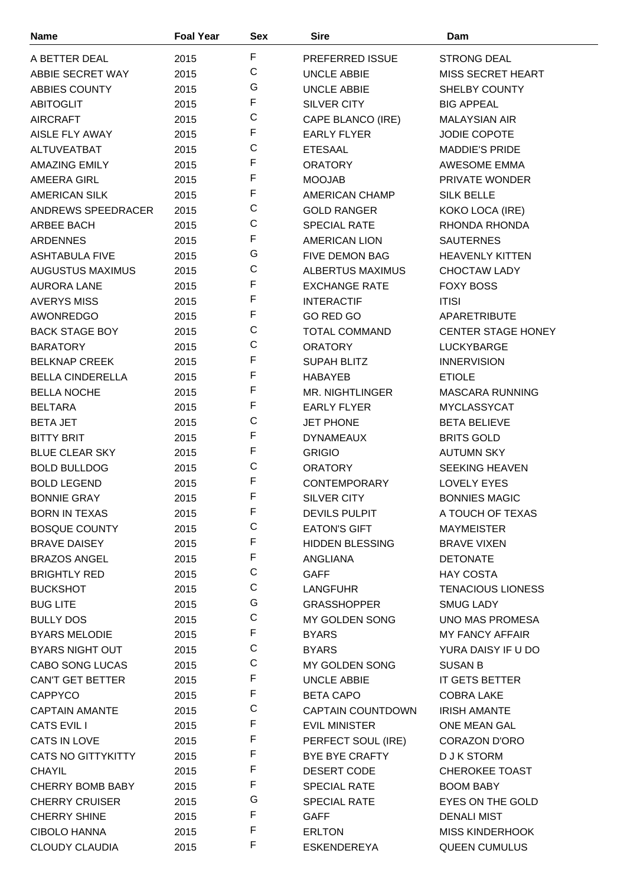| Name | Foal Year | Sex | Sire | Dam |
|---|---|---|---|---|
| A BETTER DEAL | 2015 | F | PREFERRED ISSUE | STRONG DEAL |
| ABBIE SECRET WAY | 2015 | C | UNCLE ABBIE | MISS SECRET HEART |
| ABBIES COUNTY | 2015 | G | UNCLE ABBIE | SHELBY COUNTY |
| ABITOGLIT | 2015 | F | SILVER CITY | BIG APPEAL |
| AIRCRAFT | 2015 | C | CAPE BLANCO (IRE) | MALAYSIAN AIR |
| AISLE FLY AWAY | 2015 | F | EARLY FLYER | JODIE COPOTE |
| ALTUVEATBAT | 2015 | C | ETESAAL | MADDIE'S PRIDE |
| AMAZING EMILY | 2015 | F | ORATORY | AWESOME EMMA |
| AMEERA GIRL | 2015 | F | MOOJAB | PRIVATE WONDER |
| AMERICAN SILK | 2015 | F | AMERICAN CHAMP | SILK BELLE |
| ANDREWS SPEEDRACER | 2015 | C | GOLD RANGER | KOKO LOCA (IRE) |
| ARBEE BACH | 2015 | C | SPECIAL RATE | RHONDA RHONDA |
| ARDENNES | 2015 | F | AMERICAN LION | SAUTERNES |
| ASHTABULA FIVE | 2015 | G | FIVE DEMON BAG | HEAVENLY KITTEN |
| AUGUSTUS MAXIMUS | 2015 | C | ALBERTUS MAXIMUS | CHOCTAW LADY |
| AURORA LANE | 2015 | F | EXCHANGE RATE | FOXY BOSS |
| AVERYS MISS | 2015 | F | INTERACTIF | ITISI |
| AWONREDGO | 2015 | F | GO RED GO | APARETRIBUTE |
| BACK STAGE BOY | 2015 | C | TOTAL COMMAND | CENTER STAGE HONEY |
| BARATORY | 2015 | C | ORATORY | LUCKYBARGE |
| BELKNAP CREEK | 2015 | F | SUPAH BLITZ | INNERVISION |
| BELLA CINDERELLA | 2015 | F | HABAYEB | ETIOLE |
| BELLA NOCHE | 2015 | F | MR. NIGHTLINGER | MASCARA RUNNING |
| BELTARA | 2015 | F | EARLY FLYER | MYCLASSYCAT |
| BETA JET | 2015 | C | JET PHONE | BETA BELIEVE |
| BITTY BRIT | 2015 | F | DYNAMEAUX | BRITS GOLD |
| BLUE CLEAR SKY | 2015 | F | GRIGIO | AUTUMN SKY |
| BOLD BULLDOG | 2015 | C | ORATORY | SEEKING HEAVEN |
| BOLD LEGEND | 2015 | F | CONTEMPORARY | LOVELY EYES |
| BONNIE GRAY | 2015 | F | SILVER CITY | BONNIES MAGIC |
| BORN IN TEXAS | 2015 | F | DEVILS PULPIT | A TOUCH OF TEXAS |
| BOSQUE COUNTY | 2015 | C | EATON'S GIFT | MAYMEISTER |
| BRAVE DAISEY | 2015 | F | HIDDEN BLESSING | BRAVE VIXEN |
| BRAZOS ANGEL | 2015 | F | ANGLIANA | DETONATE |
| BRIGHTLY RED | 2015 | C | GAFF | HAY COSTA |
| BUCKSHOT | 2015 | C | LANGFUHR | TENACIOUS LIONESS |
| BUG LITE | 2015 | G | GRASSHOPPER | SMUG LADY |
| BULLY DOS | 2015 | C | MY GOLDEN SONG | UNO MAS PROMESA |
| BYARS MELODIE | 2015 | F | BYARS | MY FANCY AFFAIR |
| BYARS NIGHT OUT | 2015 | C | BYARS | YURA DAISY IF U DO |
| CABO SONG LUCAS | 2015 | C | MY GOLDEN SONG | SUSAN B |
| CAN'T GET BETTER | 2015 | F | UNCLE ABBIE | IT GETS BETTER |
| CAPPYCO | 2015 | F | BETA CAPO | COBRA LAKE |
| CAPTAIN AMANTE | 2015 | C | CAPTAIN COUNTDOWN | IRISH AMANTE |
| CATS EVIL I | 2015 | F | EVIL MINISTER | ONE MEAN GAL |
| CATS IN LOVE | 2015 | F | PERFECT SOUL (IRE) | CORAZON D'ORO |
| CATS NO GITTYKITTY | 2015 | F | BYE BYE CRAFTY | D J K STORM |
| CHAYIL | 2015 | F | DESERT CODE | CHEROKEE TOAST |
| CHERRY BOMB BABY | 2015 | F | SPECIAL RATE | BOOM BABY |
| CHERRY CRUISER | 2015 | G | SPECIAL RATE | EYES ON THE GOLD |
| CHERRY SHINE | 2015 | F | GAFF | DENALI MIST |
| CIBOLO HANNA | 2015 | F | ERLTON | MISS KINDERHOOK |
| CLOUDY CLAUDIA | 2015 | F | ESKENDEREYA | QUEEN CUMULUS |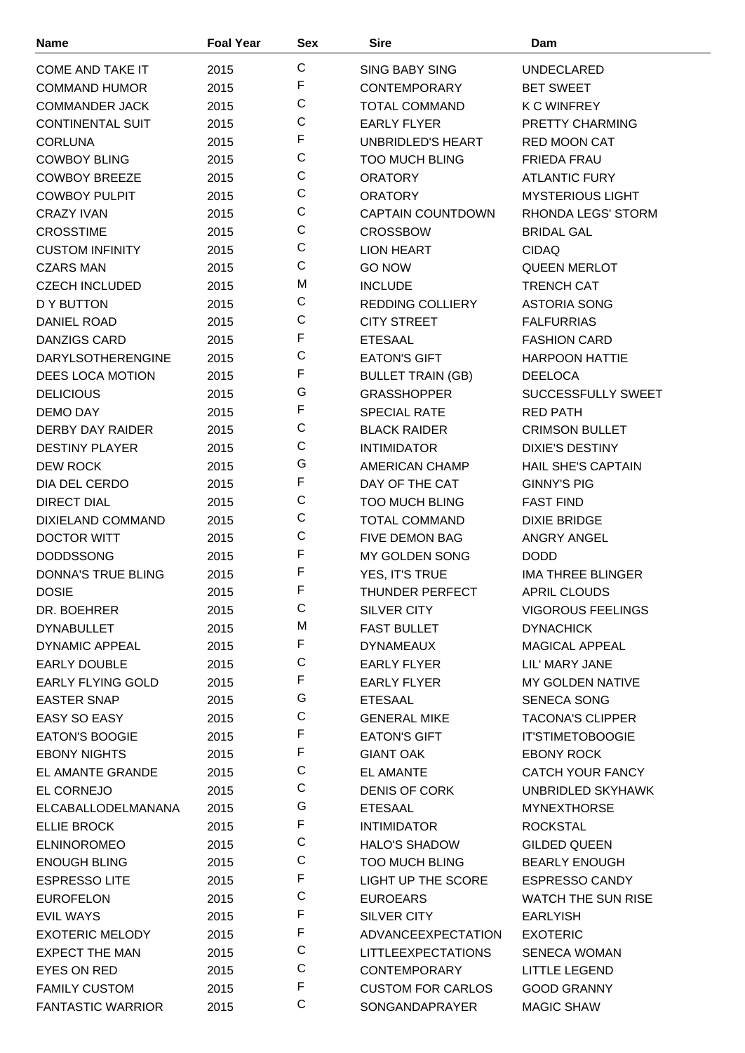| Name | Foal Year | Sex | Sire | Dam |
|---|---|---|---|---|
| COME AND TAKE IT | 2015 | C | SING BABY SING | UNDECLARED |
| COMMAND HUMOR | 2015 | F | CONTEMPORARY | BET SWEET |
| COMMANDER JACK | 2015 | C | TOTAL COMMAND | K C WINFREY |
| CONTINENTAL SUIT | 2015 | C | EARLY FLYER | PRETTY CHARMING |
| CORLUNA | 2015 | F | UNBRIDLED'S HEART | RED MOON CAT |
| COWBOY BLING | 2015 | C | TOO MUCH BLING | FRIEDA FRAU |
| COWBOY BREEZE | 2015 | C | ORATORY | ATLANTIC FURY |
| COWBOY PULPIT | 2015 | C | ORATORY | MYSTERIOUS LIGHT |
| CRAZY IVAN | 2015 | C | CAPTAIN COUNTDOWN | RHONDA LEGS' STORM |
| CROSSTIME | 2015 | C | CROSSBOW | BRIDAL GAL |
| CUSTOM INFINITY | 2015 | C | LION HEART | CIDAQ |
| CZARS MAN | 2015 | C | GO NOW | QUEEN MERLOT |
| CZECH INCLUDED | 2015 | M | INCLUDE | TRENCH CAT |
| D Y BUTTON | 2015 | C | REDDING COLLIERY | ASTORIA SONG |
| DANIEL ROAD | 2015 | C | CITY STREET | FALFURRIAS |
| DANZIGS CARD | 2015 | F | ETESAAL | FASHION CARD |
| DARYLSOTHERENGINE | 2015 | C | EATON'S GIFT | HARPOON HATTIE |
| DEES LOCA MOTION | 2015 | F | BULLET TRAIN (GB) | DEELOCA |
| DELICIOUS | 2015 | G | GRASSHOPPER | SUCCESSFULLY SWEET |
| DEMO DAY | 2015 | F | SPECIAL RATE | RED PATH |
| DERBY DAY RAIDER | 2015 | C | BLACK RAIDER | CRIMSON BULLET |
| DESTINY PLAYER | 2015 | C | INTIMIDATOR | DIXIE'S DESTINY |
| DEW ROCK | 2015 | G | AMERICAN CHAMP | HAIL SHE'S CAPTAIN |
| DIA DEL CERDO | 2015 | F | DAY OF THE CAT | GINNY'S PIG |
| DIRECT DIAL | 2015 | C | TOO MUCH BLING | FAST FIND |
| DIXIELAND COMMAND | 2015 | C | TOTAL COMMAND | DIXIE BRIDGE |
| DOCTOR WITT | 2015 | C | FIVE DEMON BAG | ANGRY ANGEL |
| DODDSSONG | 2015 | F | MY GOLDEN SONG | DODD |
| DONNA'S TRUE BLING | 2015 | F | YES, IT'S TRUE | IMA THREE BLINGER |
| DOSIE | 2015 | F | THUNDER PERFECT | APRIL CLOUDS |
| DR. BOEHRER | 2015 | C | SILVER CITY | VIGOROUS FEELINGS |
| DYNABULLET | 2015 | M | FAST BULLET | DYNACHICK |
| DYNAMIC APPEAL | 2015 | F | DYNAMEAUX | MAGICAL APPEAL |
| EARLY DOUBLE | 2015 | C | EARLY FLYER | LIL' MARY JANE |
| EARLY FLYING GOLD | 2015 | F | EARLY FLYER | MY GOLDEN NATIVE |
| EASTER SNAP | 2015 | G | ETESAAL | SENECA SONG |
| EASY SO EASY | 2015 | C | GENERAL MIKE | TACONA'S CLIPPER |
| EATON'S BOOGIE | 2015 | F | EATON'S GIFT | IT'STIMETOBOOGIE |
| EBONY NIGHTS | 2015 | F | GIANT OAK | EBONY ROCK |
| EL AMANTE GRANDE | 2015 | C | EL AMANTE | CATCH YOUR FANCY |
| EL CORNEJO | 2015 | C | DENIS OF CORK | UNBRIDLED SKYHAWK |
| ELCABALLODELMANANA | 2015 | G | ETESAAL | MYNEXTHORSE |
| ELLIE BROCK | 2015 | F | INTIMIDATOR | ROCKSTAL |
| ELNINOROMEO | 2015 | C | HALO'S SHADOW | GILDED QUEEN |
| ENOUGH BLING | 2015 | C | TOO MUCH BLING | BEARLY ENOUGH |
| ESPRESSO LITE | 2015 | F | LIGHT UP THE SCORE | ESPRESSO CANDY |
| EUROFELON | 2015 | C | EUROEARS | WATCH THE SUN RISE |
| EVIL WAYS | 2015 | F | SILVER CITY | EARLYISH |
| EXOTERIC MELODY | 2015 | F | ADVANCEEXPECTATION | EXOTERIC |
| EXPECT THE MAN | 2015 | C | LITTLEEXPECTATIONS | SENECA WOMAN |
| EYES ON RED | 2015 | C | CONTEMPORARY | LITTLE LEGEND |
| FAMILY CUSTOM | 2015 | F | CUSTOM FOR CARLOS | GOOD GRANNY |
| FANTASTIC WARRIOR | 2015 | C | SONGANDAPRAYER | MAGIC SHAW |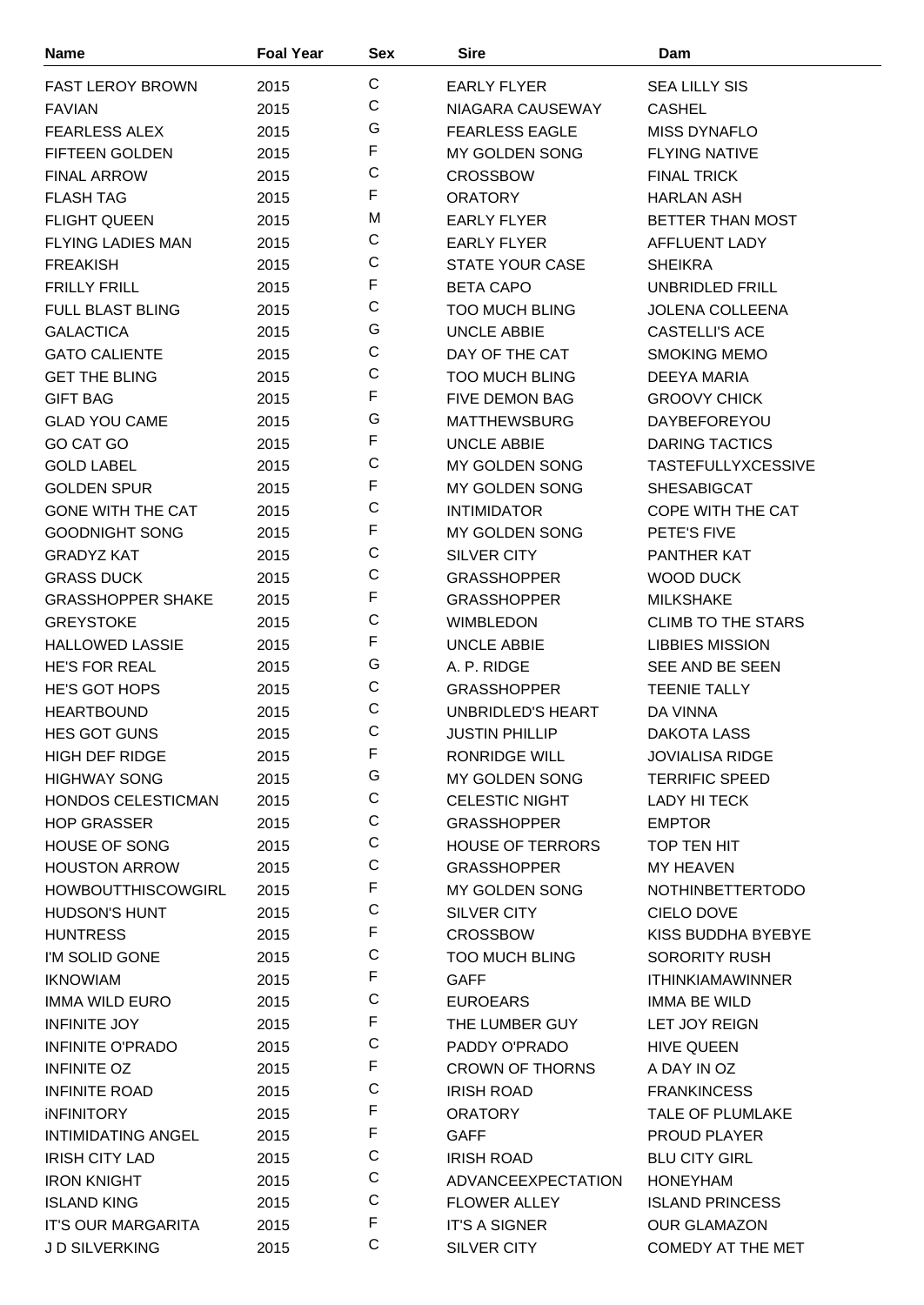| Name | Foal Year | Sex | Sire | Dam |
| --- | --- | --- | --- | --- |
| FAST LEROY BROWN | 2015 | C | EARLY FLYER | SEA LILLY SIS |
| FAVIAN | 2015 | C | NIAGARA CAUSEWAY | CASHEL |
| FEARLESS ALEX | 2015 | G | FEARLESS EAGLE | MISS DYNAFLO |
| FIFTEEN GOLDEN | 2015 | F | MY GOLDEN SONG | FLYING NATIVE |
| FINAL ARROW | 2015 | C | CROSSBOW | FINAL TRICK |
| FLASH TAG | 2015 | F | ORATORY | HARLAN ASH |
| FLIGHT QUEEN | 2015 | M | EARLY FLYER | BETTER THAN MOST |
| FLYING LADIES MAN | 2015 | C | EARLY FLYER | AFFLUENT LADY |
| FREAKISH | 2015 | C | STATE YOUR CASE | SHEIKRA |
| FRILLY FRILL | 2015 | F | BETA CAPO | UNBRIDLED FRILL |
| FULL BLAST BLING | 2015 | C | TOO MUCH BLING | JOLENA COLLEENA |
| GALACTICA | 2015 | G | UNCLE ABBIE | CASTELLI'S ACE |
| GATO CALIENTE | 2015 | C | DAY OF THE CAT | SMOKING MEMO |
| GET THE BLING | 2015 | C | TOO MUCH BLING | DEEYA MARIA |
| GIFT BAG | 2015 | F | FIVE DEMON BAG | GROOVY CHICK |
| GLAD YOU CAME | 2015 | G | MATTHEWSBURG | DAYBEFOREYOU |
| GO CAT GO | 2015 | F | UNCLE ABBIE | DARING TACTICS |
| GOLD LABEL | 2015 | C | MY GOLDEN SONG | TASTEFULLYXCESSIVE |
| GOLDEN SPUR | 2015 | F | MY GOLDEN SONG | SHESABIGCAT |
| GONE WITH THE CAT | 2015 | C | INTIMIDATOR | COPE WITH THE CAT |
| GOODNIGHT SONG | 2015 | F | MY GOLDEN SONG | PETE'S FIVE |
| GRADYZ KAT | 2015 | C | SILVER CITY | PANTHER KAT |
| GRASS DUCK | 2015 | C | GRASSHOPPER | WOOD DUCK |
| GRASSHOPPER SHAKE | 2015 | F | GRASSHOPPER | MILKSHAKE |
| GREYSTOKE | 2015 | C | WIMBLEDON | CLIMB TO THE STARS |
| HALLOWED LASSIE | 2015 | F | UNCLE ABBIE | LIBBIES MISSION |
| HE'S FOR REAL | 2015 | G | A. P. RIDGE | SEE AND BE SEEN |
| HE'S GOT HOPS | 2015 | C | GRASSHOPPER | TEENIE TALLY |
| HEARTBOUND | 2015 | C | UNBRIDLED'S HEART | DA VINNA |
| HES GOT GUNS | 2015 | C | JUSTIN PHILLIP | DAKOTA LASS |
| HIGH DEF RIDGE | 2015 | F | RONRIDGE WILL | JOVIALISA RIDGE |
| HIGHWAY SONG | 2015 | G | MY GOLDEN SONG | TERRIFIC SPEED |
| HONDOS CELESTICMAN | 2015 | C | CELESTIC NIGHT | LADY HI TECK |
| HOP GRASSER | 2015 | C | GRASSHOPPER | EMPTOR |
| HOUSE OF SONG | 2015 | C | HOUSE OF TERRORS | TOP TEN HIT |
| HOUSTON ARROW | 2015 | C | GRASSHOPPER | MY HEAVEN |
| HOWBOUTTHISCOWGIRL | 2015 | F | MY GOLDEN SONG | NOTHINBETTERTODO |
| HUDSON'S HUNT | 2015 | C | SILVER CITY | CIELO DOVE |
| HUNTRESS | 2015 | F | CROSSBOW | KISS BUDDHA BYEBYE |
| I'M SOLID GONE | 2015 | C | TOO MUCH BLING | SORORITY RUSH |
| IKNOWIAM | 2015 | F | GAFF | ITHINKIAMAWINNER |
| IMMA WILD EURO | 2015 | C | EUROEARS | IMMA BE WILD |
| INFINITE JOY | 2015 | F | THE LUMBER GUY | LET JOY REIGN |
| INFINITE O'PRADO | 2015 | C | PADDY O'PRADO | HIVE QUEEN |
| INFINITE OZ | 2015 | F | CROWN OF THORNS | A DAY IN OZ |
| INFINITE ROAD | 2015 | C | IRISH ROAD | FRANKINCESS |
| iNFINITORY | 2015 | F | ORATORY | TALE OF PLUMLAKE |
| INTIMIDATING ANGEL | 2015 | F | GAFF | PROUD PLAYER |
| IRISH CITY LAD | 2015 | C | IRISH ROAD | BLU CITY GIRL |
| IRON KNIGHT | 2015 | C | ADVANCEEXPECTATION | HONEYHAM |
| ISLAND KING | 2015 | C | FLOWER ALLEY | ISLAND PRINCESS |
| IT'S OUR MARGARITA | 2015 | F | IT'S A SIGNER | OUR GLAMAZON |
| J D SILVERKING | 2015 | C | SILVER CITY | COMEDY AT THE MET |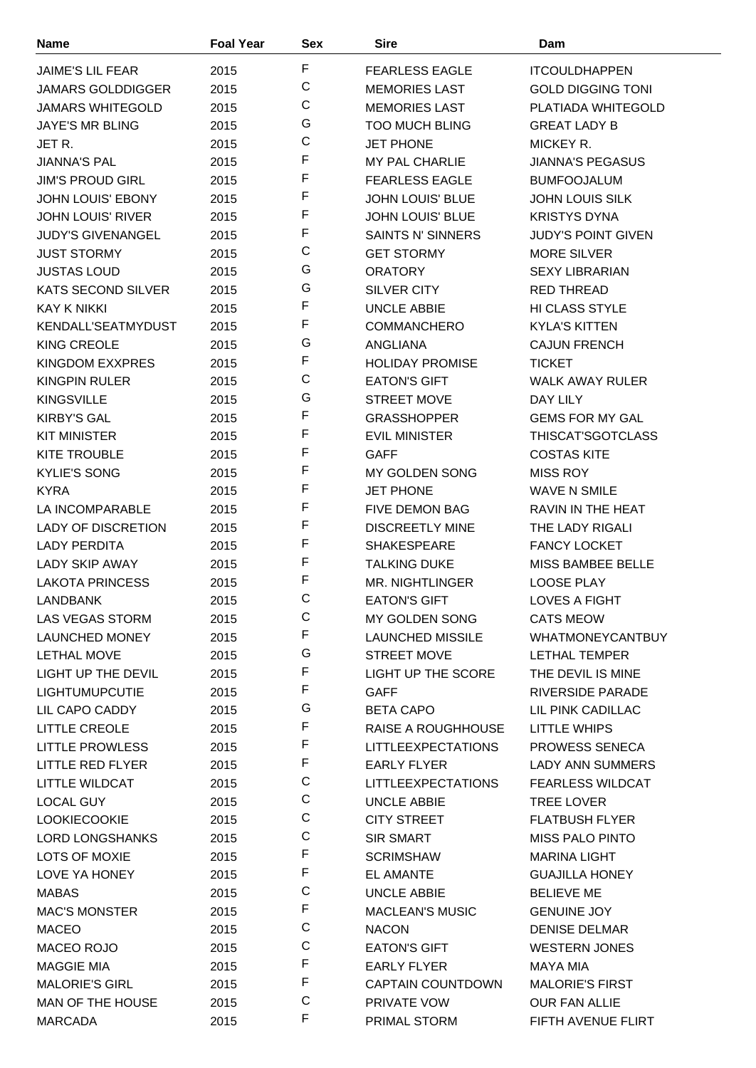| Name | Foal Year | Sex | Sire | Dam |
|---|---|---|---|---|
| JAIME'S LIL FEAR | 2015 | F | FEARLESS EAGLE | ITCOULDHAPPEN |
| JAMARS GOLDDIGGER | 2015 | C | MEMORIES LAST | GOLD DIGGING TONI |
| JAMARS WHITEGOLD | 2015 | C | MEMORIES LAST | PLATIADA WHITEGOLD |
| JAYE'S MR BLING | 2015 | G | TOO MUCH BLING | GREAT LADY B |
| JET R. | 2015 | C | JET PHONE | MICKEY R. |
| JIANNA'S PAL | 2015 | F | MY PAL CHARLIE | JIANNA'S PEGASUS |
| JIM'S PROUD GIRL | 2015 | F | FEARLESS EAGLE | BUMFOOJALUM |
| JOHN LOUIS' EBONY | 2015 | F | JOHN LOUIS' BLUE | JOHN LOUIS SILK |
| JOHN LOUIS' RIVER | 2015 | F | JOHN LOUIS' BLUE | KRISTYS DYNA |
| JUDY'S GIVENANGEL | 2015 | F | SAINTS N' SINNERS | JUDY'S POINT GIVEN |
| JUST STORMY | 2015 | C | GET STORMY | MORE SILVER |
| JUSTAS LOUD | 2015 | G | ORATORY | SEXY LIBRARIAN |
| KATS SECOND SILVER | 2015 | G | SILVER CITY | RED THREAD |
| KAY K NIKKI | 2015 | F | UNCLE ABBIE | HI CLASS STYLE |
| KENDALL'SEATMYDUST | 2015 | F | COMMANCHERO | KYLA'S KITTEN |
| KING CREOLE | 2015 | G | ANGLIANA | CAJUN FRENCH |
| KINGDOM EXXPRES | 2015 | F | HOLIDAY PROMISE | TICKET |
| KINGPIN RULER | 2015 | C | EATON'S GIFT | WALK AWAY RULER |
| KINGSVILLE | 2015 | G | STREET MOVE | DAY LILY |
| KIRBY'S GAL | 2015 | F | GRASSHOPPER | GEMS FOR MY GAL |
| KIT MINISTER | 2015 | F | EVIL MINISTER | THISCAT'SGOTCLASS |
| KITE TROUBLE | 2015 | F | GAFF | COSTAS KITE |
| KYLIE'S SONG | 2015 | F | MY GOLDEN SONG | MISS ROY |
| KYRA | 2015 | F | JET PHONE | WAVE N SMILE |
| LA INCOMPARABLE | 2015 | F | FIVE DEMON BAG | RAVIN IN THE HEAT |
| LADY OF DISCRETION | 2015 | F | DISCREETLY MINE | THE LADY RIGALI |
| LADY PERDITA | 2015 | F | SHAKESPEARE | FANCY LOCKET |
| LADY SKIP AWAY | 2015 | F | TALKING DUKE | MISS BAMBEE BELLE |
| LAKOTA PRINCESS | 2015 | F | MR. NIGHTLINGER | LOOSE PLAY |
| LANDBANK | 2015 | C | EATON'S GIFT | LOVES A FIGHT |
| LAS VEGAS STORM | 2015 | C | MY GOLDEN SONG | CATS MEOW |
| LAUNCHED MONEY | 2015 | F | LAUNCHED MISSILE | WHATMONEYCANTBUY |
| LETHAL MOVE | 2015 | G | STREET MOVE | LETHAL TEMPER |
| LIGHT UP THE DEVIL | 2015 | F | LIGHT UP THE SCORE | THE DEVIL IS MINE |
| LIGHTUMUPCUTIE | 2015 | F | GAFF | RIVERSIDE PARADE |
| LIL CAPO CADDY | 2015 | G | BETA CAPO | LIL PINK CADILLAC |
| LITTLE CREOLE | 2015 | F | RAISE A ROUGHHOUSE | LITTLE WHIPS |
| LITTLE PROWLESS | 2015 | F | LITTLEEXPECTATIONS | PROWESS SENECA |
| LITTLE RED FLYER | 2015 | F | EARLY FLYER | LADY ANN SUMMERS |
| LITTLE WILDCAT | 2015 | C | LITTLEEXPECTATIONS | FEARLESS WILDCAT |
| LOCAL GUY | 2015 | C | UNCLE ABBIE | TREE LOVER |
| LOOKIECOOKIE | 2015 | C | CITY STREET | FLATBUSH FLYER |
| LORD LONGSHANKS | 2015 | C | SIR SMART | MISS PALO PINTO |
| LOTS OF MOXIE | 2015 | F | SCRIMSHAW | MARINA LIGHT |
| LOVE YA HONEY | 2015 | F | EL AMANTE | GUAJILLA HONEY |
| MABAS | 2015 | C | UNCLE ABBIE | BELIEVE ME |
| MAC'S MONSTER | 2015 | F | MACLEAN'S MUSIC | GENUINE JOY |
| MACEO | 2015 | C | NACON | DENISE DELMAR |
| MACEO ROJO | 2015 | C | EATON'S GIFT | WESTERN JONES |
| MAGGIE MIA | 2015 | F | EARLY FLYER | MAYA MIA |
| MALORIE'S GIRL | 2015 | F | CAPTAIN COUNTDOWN | MALORIE'S FIRST |
| MAN OF THE HOUSE | 2015 | C | PRIVATE VOW | OUR FAN ALLIE |
| MARCADA | 2015 | F | PRIMAL STORM | FIFTH AVENUE FLIRT |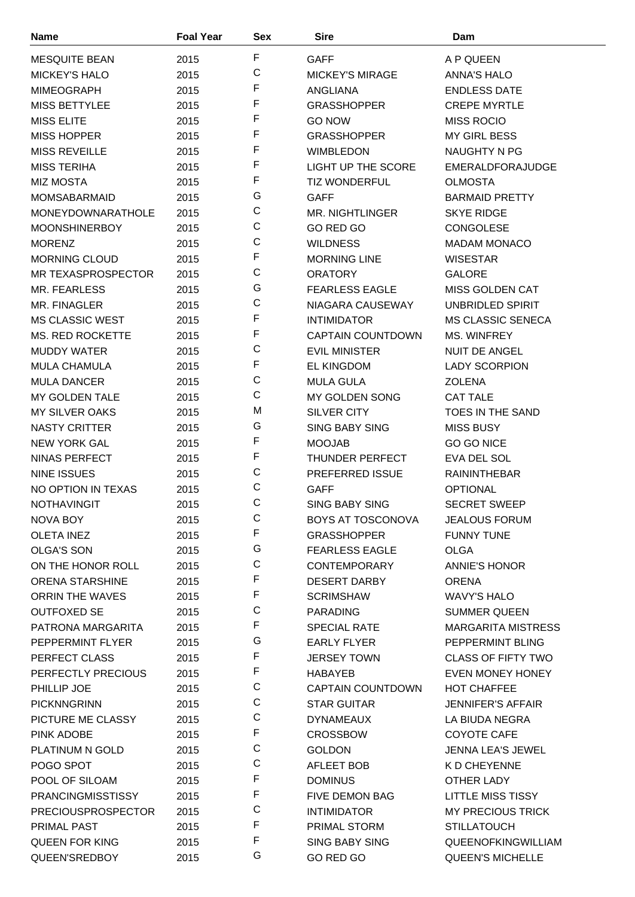| Name | Foal Year | Sex | Sire | Dam |
|---|---|---|---|---|
| MESQUITE BEAN | 2015 | F | GAFF | A P QUEEN |
| MICKEY'S HALO | 2015 | C | MICKEY'S MIRAGE | ANNA'S HALO |
| MIMEOGRAPH | 2015 | F | ANGLIANA | ENDLESS DATE |
| MISS BETTYLEE | 2015 | F | GRASSHOPPER | CREPE MYRTLE |
| MISS ELITE | 2015 | F | GO NOW | MISS ROCIO |
| MISS HOPPER | 2015 | F | GRASSHOPPER | MY GIRL BESS |
| MISS REVEILLE | 2015 | F | WIMBLEDON | NAUGHTY N PG |
| MISS TERIHA | 2015 | F | LIGHT UP THE SCORE | EMERALDFORAJUDGE |
| MIZ MOSTA | 2015 | F | TIZ WONDERFUL | OLMOSTA |
| MOMSABARMAID | 2015 | G | GAFF | BARMAID PRETTY |
| MONEYDOWNARATHOLE | 2015 | C | MR. NIGHTLINGER | SKYE RIDGE |
| MOONSHINERBOY | 2015 | C | GO RED GO | CONGOLESE |
| MORENZ | 2015 | C | WILDNESS | MADAM MONACO |
| MORNING CLOUD | 2015 | F | MORNING LINE | WISESTAR |
| MR TEXASPROSPECTOR | 2015 | C | ORATORY | GALORE |
| MR. FEARLESS | 2015 | G | FEARLESS EAGLE | MISS GOLDEN CAT |
| MR. FINAGLER | 2015 | C | NIAGARA CAUSEWAY | UNBRIDLED SPIRIT |
| MS CLASSIC WEST | 2015 | F | INTIMIDATOR | MS CLASSIC SENECA |
| MS. RED ROCKETTE | 2015 | F | CAPTAIN COUNTDOWN | MS. WINFREY |
| MUDDY WATER | 2015 | C | EVIL MINISTER | NUIT DE ANGEL |
| MULA CHAMULA | 2015 | F | EL KINGDOM | LADY SCORPION |
| MULA DANCER | 2015 | C | MULA GULA | ZOLENA |
| MY GOLDEN TALE | 2015 | C | MY GOLDEN SONG | CAT TALE |
| MY SILVER OAKS | 2015 | M | SILVER CITY | TOES IN THE SAND |
| NASTY CRITTER | 2015 | G | SING BABY SING | MISS BUSY |
| NEW YORK GAL | 2015 | F | MOOJAB | GO GO NICE |
| NINAS PERFECT | 2015 | F | THUNDER PERFECT | EVA DEL SOL |
| NINE ISSUES | 2015 | C | PREFERRED ISSUE | RAININTHEBAR |
| NO OPTION IN TEXAS | 2015 | C | GAFF | OPTIONAL |
| NOTHAVINGIT | 2015 | C | SING BABY SING | SECRET SWEEP |
| NOVA BOY | 2015 | C | BOYS AT TOSCONOVA | JEALOUS FORUM |
| OLETA INEZ | 2015 | F | GRASSHOPPER | FUNNY TUNE |
| OLGA'S SON | 2015 | G | FEARLESS EAGLE | OLGA |
| ON THE HONOR ROLL | 2015 | C | CONTEMPORARY | ANNIE'S HONOR |
| ORENA STARSHINE | 2015 | F | DESERT DARBY | ORENA |
| ORRIN THE WAVES | 2015 | F | SCRIMSHAW | WAVY'S HALO |
| OUTFOXED SE | 2015 | C | PARADING | SUMMER QUEEN |
| PATRONA MARGARITA | 2015 | F | SPECIAL RATE | MARGARITA MISTRESS |
| PEPPERMINT FLYER | 2015 | G | EARLY FLYER | PEPPERMINT BLING |
| PERFECT CLASS | 2015 | F | JERSEY TOWN | CLASS OF FIFTY TWO |
| PERFECTLY PRECIOUS | 2015 | F | HABAYEB | EVEN MONEY HONEY |
| PHILLIP JOE | 2015 | C | CAPTAIN COUNTDOWN | HOT CHAFFEE |
| PICKNNGRINN | 2015 | C | STAR GUITAR | JENNIFER'S AFFAIR |
| PICTURE ME CLASSY | 2015 | C | DYNAMEAUX | LA BIUDA NEGRA |
| PINK ADOBE | 2015 | F | CROSSBOW | COYOTE CAFE |
| PLATINUM N GOLD | 2015 | C | GOLDON | JENNA LEA'S JEWEL |
| POGO SPOT | 2015 | C | AFLEET BOB | K D CHEYENNE |
| POOL OF SILOAM | 2015 | F | DOMINUS | OTHER LADY |
| PRANCINGMISSTISSY | 2015 | F | FIVE DEMON BAG | LITTLE MISS TISSY |
| PRECIOUSPROSPECTOR | 2015 | C | INTIMIDATOR | MY PRECIOUS TRICK |
| PRIMAL PAST | 2015 | F | PRIMAL STORM | STILLATOUCH |
| QUEEN FOR KING | 2015 | F | SING BABY SING | QUEENOFKINGWILLIAM |
| QUEEN'SREDBOY | 2015 | G | GO RED GO | QUEEN'S MICHELLE |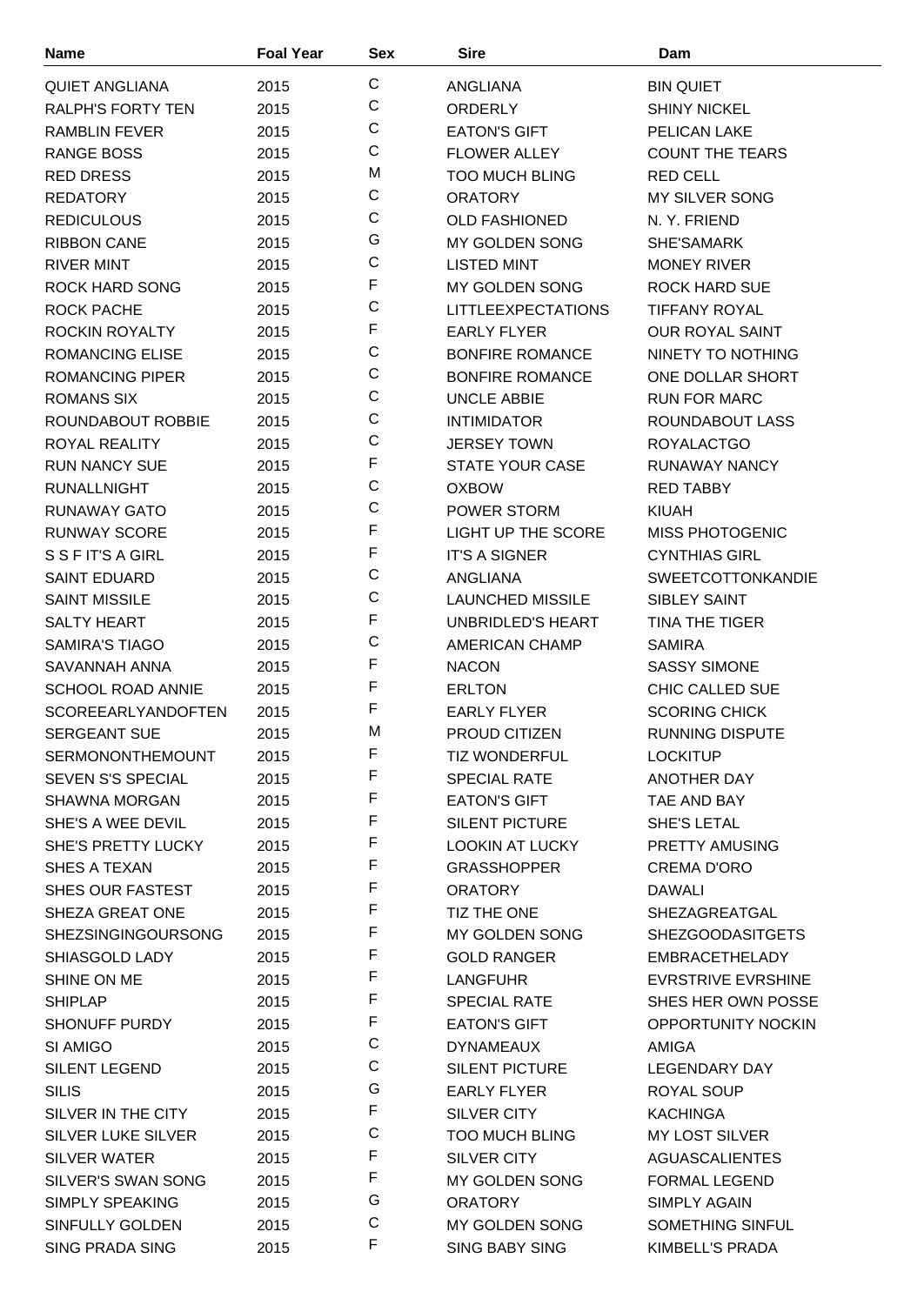| Name | Foal Year | Sex | Sire | Dam |
|---|---|---|---|---|
| QUIET ANGLIANA | 2015 | C | ANGLIANA | BIN QUIET |
| RALPH'S FORTY TEN | 2015 | C | ORDERLY | SHINY NICKEL |
| RAMBLIN FEVER | 2015 | C | EATON'S GIFT | PELICAN LAKE |
| RANGE BOSS | 2015 | C | FLOWER ALLEY | COUNT THE TEARS |
| RED DRESS | 2015 | M | TOO MUCH BLING | RED CELL |
| REDATORY | 2015 | C | ORATORY | MY SILVER SONG |
| REDICULOUS | 2015 | C | OLD FASHIONED | N. Y. FRIEND |
| RIBBON CANE | 2015 | G | MY GOLDEN SONG | SHE'SAMARK |
| RIVER MINT | 2015 | C | LISTED MINT | MONEY RIVER |
| ROCK HARD SONG | 2015 | F | MY GOLDEN SONG | ROCK HARD SUE |
| ROCK PACHE | 2015 | C | LITTLEEXPECTATIONS | TIFFANY ROYAL |
| ROCKIN ROYALTY | 2015 | F | EARLY FLYER | OUR ROYAL SAINT |
| ROMANCING ELISE | 2015 | C | BONFIRE ROMANCE | NINETY TO NOTHING |
| ROMANCING PIPER | 2015 | C | BONFIRE ROMANCE | ONE DOLLAR SHORT |
| ROMANS SIX | 2015 | C | UNCLE ABBIE | RUN FOR MARC |
| ROUNDABOUT ROBBIE | 2015 | C | INTIMIDATOR | ROUNDABOUT LASS |
| ROYAL REALITY | 2015 | C | JERSEY TOWN | ROYALACTGO |
| RUN NANCY SUE | 2015 | F | STATE YOUR CASE | RUNAWAY NANCY |
| RUNALLNIGHT | 2015 | C | OXBOW | RED TABBY |
| RUNAWAY GATO | 2015 | C | POWER STORM | KIUAH |
| RUNWAY SCORE | 2015 | F | LIGHT UP THE SCORE | MISS PHOTOGENIC |
| S S F IT'S A GIRL | 2015 | F | IT'S A SIGNER | CYNTHIAS GIRL |
| SAINT EDUARD | 2015 | C | ANGLIANA | SWEETCOTTONKANDIE |
| SAINT MISSILE | 2015 | C | LAUNCHED MISSILE | SIBLEY SAINT |
| SALTY HEART | 2015 | F | UNBRIDLED'S HEART | TINA THE TIGER |
| SAMIRA'S TIAGO | 2015 | C | AMERICAN CHAMP | SAMIRA |
| SAVANNAH ANNA | 2015 | F | NACON | SASSY SIMONE |
| SCHOOL ROAD ANNIE | 2015 | F | ERLTON | CHIC CALLED SUE |
| SCOREEARLYANDOFTEN | 2015 | F | EARLY FLYER | SCORING CHICK |
| SERGEANT SUE | 2015 | M | PROUD CITIZEN | RUNNING DISPUTE |
| SERMONONTHEMOUNT | 2015 | F | TIZ WONDERFUL | LOCKITUP |
| SEVEN S'S SPECIAL | 2015 | F | SPECIAL RATE | ANOTHER DAY |
| SHAWNA MORGAN | 2015 | F | EATON'S GIFT | TAE AND BAY |
| SHE'S A WEE DEVIL | 2015 | F | SILENT PICTURE | SHE'S LETAL |
| SHE'S PRETTY LUCKY | 2015 | F | LOOKIN AT LUCKY | PRETTY AMUSING |
| SHES A TEXAN | 2015 | F | GRASSHOPPER | CREMA D'ORO |
| SHES OUR FASTEST | 2015 | F | ORATORY | DAWALI |
| SHEZA GREAT ONE | 2015 | F | TIZ THE ONE | SHEZAGREATGAL |
| SHEZSINGINGOURSONG | 2015 | F | MY GOLDEN SONG | SHEZGOODASITGETS |
| SHIASGOLD LADY | 2015 | F | GOLD RANGER | EMBRACETHELADY |
| SHINE ON ME | 2015 | F | LANGFUHR | EVRSTRIVE EVRSHINE |
| SHIPLAP | 2015 | F | SPECIAL RATE | SHES HER OWN POSSE |
| SHONUFF PURDY | 2015 | F | EATON'S GIFT | OPPORTUNITY NOCKIN |
| SI AMIGO | 2015 | C | DYNAMEAUX | AMIGA |
| SILENT LEGEND | 2015 | C | SILENT PICTURE | LEGENDARY DAY |
| SILIS | 2015 | G | EARLY FLYER | ROYAL SOUP |
| SILVER IN THE CITY | 2015 | F | SILVER CITY | KACHINGA |
| SILVER LUKE SILVER | 2015 | C | TOO MUCH BLING | MY LOST SILVER |
| SILVER WATER | 2015 | F | SILVER CITY | AGUASCALIENTES |
| SILVER'S SWAN SONG | 2015 | F | MY GOLDEN SONG | FORMAL LEGEND |
| SIMPLY SPEAKING | 2015 | G | ORATORY | SIMPLY AGAIN |
| SINFULLY GOLDEN | 2015 | C | MY GOLDEN SONG | SOMETHING SINFUL |
| SING PRADA SING | 2015 | F | SING BABY SING | KIMBELL'S PRADA |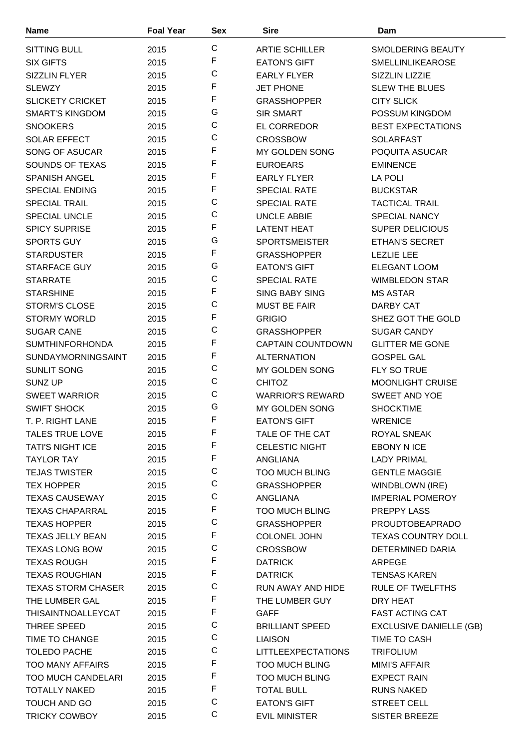| Name | Foal Year | Sex | Sire | Dam |
|---|---|---|---|---|
| SITTING BULL | 2015 | C | ARTIE SCHILLER | SMOLDERING BEAUTY |
| SIX GIFTS | 2015 | F | EATON'S GIFT | SMELLINLIKEAROSE |
| SIZZLIN FLYER | 2015 | C | EARLY FLYER | SIZZLIN LIZZIE |
| SLEWZY | 2015 | F | JET PHONE | SLEW THE BLUES |
| SLICKETY CRICKET | 2015 | F | GRASSHOPPER | CITY SLICK |
| SMART'S KINGDOM | 2015 | G | SIR SMART | POSSUM KINGDOM |
| SNOOKERS | 2015 | C | EL CORREDOR | BEST EXPECTATIONS |
| SOLAR EFFECT | 2015 | C | CROSSBOW | SOLARFAST |
| SONG OF ASUCAR | 2015 | F | MY GOLDEN SONG | POQUITA ASUCAR |
| SOUNDS OF TEXAS | 2015 | F | EUROEARS | EMINENCE |
| SPANISH ANGEL | 2015 | F | EARLY FLYER | LA POLI |
| SPECIAL ENDING | 2015 | F | SPECIAL RATE | BUCKSTAR |
| SPECIAL TRAIL | 2015 | C | SPECIAL RATE | TACTICAL TRAIL |
| SPECIAL UNCLE | 2015 | C | UNCLE ABBIE | SPECIAL NANCY |
| SPICY SUPRISE | 2015 | F | LATENT HEAT | SUPER DELICIOUS |
| SPORTS GUY | 2015 | G | SPORTSMEISTER | ETHAN'S SECRET |
| STARDUSTER | 2015 | F | GRASSHOPPER | LEZLIE LEE |
| STARFACE GUY | 2015 | G | EATON'S GIFT | ELEGANT LOOM |
| STARRATE | 2015 | C | SPECIAL RATE | WIMBLEDON STAR |
| STARSHINE | 2015 | F | SING BABY SING | MS ASTAR |
| STORM'S CLOSE | 2015 | C | MUST BE FAIR | DARBY CAT |
| STORMY WORLD | 2015 | F | GRIGIO | SHEZ GOT THE GOLD |
| SUGAR CANE | 2015 | C | GRASSHOPPER | SUGAR CANDY |
| SUMTHINFORHONDA | 2015 | F | CAPTAIN COUNTDOWN | GLITTER ME GONE |
| SUNDAYMORNINGSAINT | 2015 | F | ALTERNATION | GOSPEL GAL |
| SUNLIT SONG | 2015 | C | MY GOLDEN SONG | FLY SO TRUE |
| SUNZ UP | 2015 | C | CHITOZ | MOONLIGHT CRUISE |
| SWEET WARRIOR | 2015 | C | WARRIOR'S REWARD | SWEET AND YOE |
| SWIFT SHOCK | 2015 | G | MY GOLDEN SONG | SHOCKTIME |
| T. P. RIGHT LANE | 2015 | F | EATON'S GIFT | WRENICE |
| TALES TRUE LOVE | 2015 | F | TALE OF THE CAT | ROYAL SNEAK |
| TATI'S NIGHT ICE | 2015 | F | CELESTIC NIGHT | EBONY N ICE |
| TAYLOR TAY | 2015 | F | ANGLIANA | LADY PRIMAL |
| TEJAS TWISTER | 2015 | C | TOO MUCH BLING | GENTLE MAGGIE |
| TEX HOPPER | 2015 | C | GRASSHOPPER | WINDBLOWN (IRE) |
| TEXAS CAUSEWAY | 2015 | C | ANGLIANA | IMPERIAL POMEROY |
| TEXAS CHAPARRAL | 2015 | F | TOO MUCH BLING | PREPPY LASS |
| TEXAS HOPPER | 2015 | C | GRASSHOPPER | PROUDTOBEAPRADO |
| TEXAS JELLY BEAN | 2015 | F | COLONEL JOHN | TEXAS COUNTRY DOLL |
| TEXAS LONG BOW | 2015 | C | CROSSBOW | DETERMINED DARIA |
| TEXAS ROUGH | 2015 | F | DATRICK | ARPEGE |
| TEXAS ROUGHIAN | 2015 | F | DATRICK | TENSAS KAREN |
| TEXAS STORM CHASER | 2015 | C | RUN AWAY AND HIDE | RULE OF TWELFTHS |
| THE LUMBER GAL | 2015 | F | THE LUMBER GUY | DRY HEAT |
| THISAINTNOALLEYCAT | 2015 | F | GAFF | FAST ACTING CAT |
| THREE SPEED | 2015 | C | BRILLIANT SPEED | EXCLUSIVE DANIELLE (GB) |
| TIME TO CHANGE | 2015 | C | LIAISON | TIME TO CASH |
| TOLEDO PACHE | 2015 | C | LITTLEEXPECTATIONS | TRIFOLIUM |
| TOO MANY AFFAIRS | 2015 | F | TOO MUCH BLING | MIMI'S AFFAIR |
| TOO MUCH CANDELARI | 2015 | F | TOO MUCH BLING | EXPECT RAIN |
| TOTALLY NAKED | 2015 | F | TOTAL BULL | RUNS NAKED |
| TOUCH AND GO | 2015 | C | EATON'S GIFT | STREET CELL |
| TRICKY COWBOY | 2015 | C | EVIL MINISTER | SISTER BREEZE |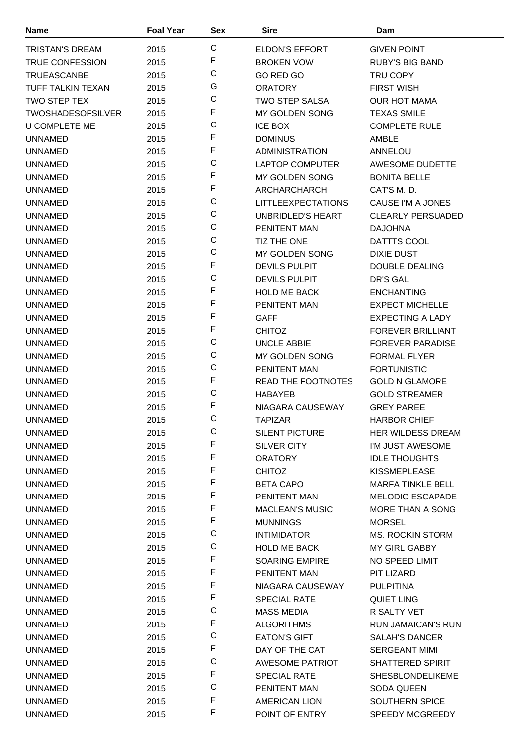| Name | Foal Year | Sex | Sire | Dam |
|---|---|---|---|---|
| TRISTAN'S DREAM | 2015 | C | ELDON'S EFFORT | GIVEN POINT |
| TRUE CONFESSION | 2015 | F | BROKEN VOW | RUBY'S BIG BAND |
| TRUEASCANBE | 2015 | C | GO RED GO | TRU COPY |
| TUFF TALKIN TEXAN | 2015 | G | ORATORY | FIRST WISH |
| TWO STEP TEX | 2015 | C | TWO STEP SALSA | OUR HOT MAMA |
| TWOSHADESOFSILVER | 2015 | F | MY GOLDEN SONG | TEXAS SMILE |
| U COMPLETE ME | 2015 | C | ICE BOX | COMPLETE RULE |
| UNNAMED | 2015 | F | DOMINUS | AMBLE |
| UNNAMED | 2015 | F | ADMINISTRATION | ANNELOU |
| UNNAMED | 2015 | C | LAPTOP COMPUTER | AWESOME DUDETTE |
| UNNAMED | 2015 | F | MY GOLDEN SONG | BONITA BELLE |
| UNNAMED | 2015 | F | ARCHARCHARCH | CAT'S M. D. |
| UNNAMED | 2015 | C | LITTLEEXPECTATIONS | CAUSE I'M A JONES |
| UNNAMED | 2015 | C | UNBRIDLED'S HEART | CLEARLY PERSUADED |
| UNNAMED | 2015 | C | PENITENT MAN | DAJOHNA |
| UNNAMED | 2015 | C | TIZ THE ONE | DATTTS COOL |
| UNNAMED | 2015 | C | MY GOLDEN SONG | DIXIE DUST |
| UNNAMED | 2015 | F | DEVILS PULPIT | DOUBLE DEALING |
| UNNAMED | 2015 | C | DEVILS PULPIT | DR'S GAL |
| UNNAMED | 2015 | F | HOLD ME BACK | ENCHANTING |
| UNNAMED | 2015 | F | PENITENT MAN | EXPECT MICHELLE |
| UNNAMED | 2015 | F | GAFF | EXPECTING A LADY |
| UNNAMED | 2015 | F | CHITOZ | FOREVER BRILLIANT |
| UNNAMED | 2015 | C | UNCLE ABBIE | FOREVER PARADISE |
| UNNAMED | 2015 | C | MY GOLDEN SONG | FORMAL FLYER |
| UNNAMED | 2015 | C | PENITENT MAN | FORTUNISTIC |
| UNNAMED | 2015 | F | READ THE FOOTNOTES | GOLD N GLAMORE |
| UNNAMED | 2015 | C | HABAYEB | GOLD STREAMER |
| UNNAMED | 2015 | F | NIAGARA CAUSEWAY | GREY PAREE |
| UNNAMED | 2015 | C | TAPIZAR | HARBOR CHIEF |
| UNNAMED | 2015 | C | SILENT PICTURE | HER WILDESS DREAM |
| UNNAMED | 2015 | F | SILVER CITY | I'M JUST AWESOME |
| UNNAMED | 2015 | F | ORATORY | IDLE THOUGHTS |
| UNNAMED | 2015 | F | CHITOZ | KISSMEPLEASE |
| UNNAMED | 2015 | F | BETA CAPO | MARFA TINKLE BELL |
| UNNAMED | 2015 | F | PENITENT MAN | MELODIC ESCAPADE |
| UNNAMED | 2015 | F | MACLEAN'S MUSIC | MORE THAN A SONG |
| UNNAMED | 2015 | F | MUNNINGS | MORSEL |
| UNNAMED | 2015 | C | INTIMIDATOR | MS. ROCKIN STORM |
| UNNAMED | 2015 | C | HOLD ME BACK | MY GIRL GABBY |
| UNNAMED | 2015 | F | SOARING EMPIRE | NO SPEED LIMIT |
| UNNAMED | 2015 | F | PENITENT MAN | PIT LIZARD |
| UNNAMED | 2015 | F | NIAGARA CAUSEWAY | PULPITINA |
| UNNAMED | 2015 | F | SPECIAL RATE | QUIET LING |
| UNNAMED | 2015 | C | MASS MEDIA | R SALTY VET |
| UNNAMED | 2015 | F | ALGORITHMS | RUN JAMAICAN'S RUN |
| UNNAMED | 2015 | C | EATON'S GIFT | SALAH'S DANCER |
| UNNAMED | 2015 | F | DAY OF THE CAT | SERGEANT MIMI |
| UNNAMED | 2015 | C | AWESOME PATRIOT | SHATTERED SPIRIT |
| UNNAMED | 2015 | F | SPECIAL RATE | SHESBLONDELIKEME |
| UNNAMED | 2015 | C | PENITENT MAN | SODA QUEEN |
| UNNAMED | 2015 | F | AMERICAN LION | SOUTHERN SPICE |
| UNNAMED | 2015 | F | POINT OF ENTRY | SPEEDY MCGREEDY |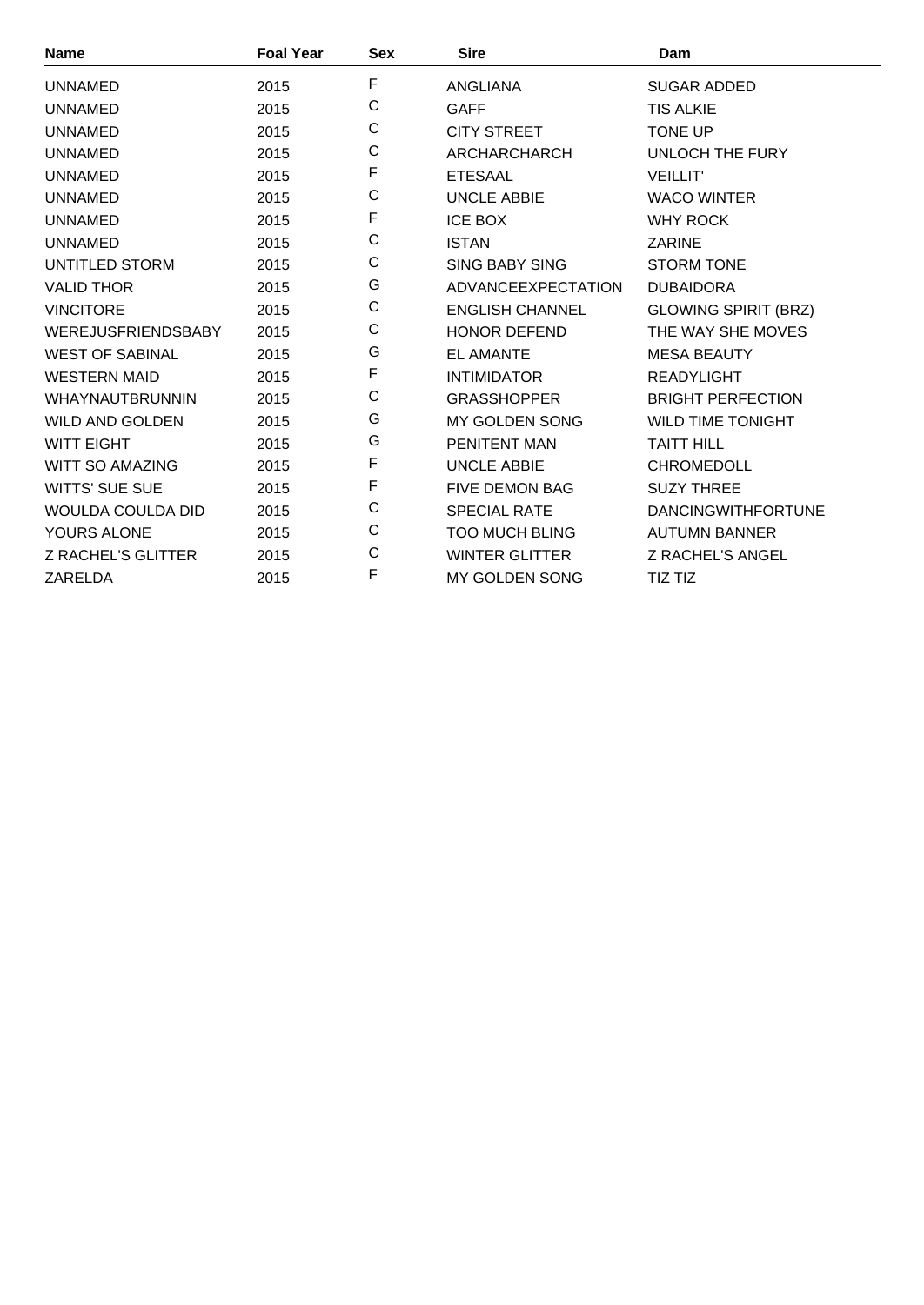| Name | Foal Year | Sex | Sire | Dam |
|---|---|---|---|---|
| UNNAMED | 2015 | F | ANGLIANA | SUGAR ADDED |
| UNNAMED | 2015 | C | GAFF | TIS ALKIE |
| UNNAMED | 2015 | C | CITY STREET | TONE UP |
| UNNAMED | 2015 | C | ARCHARCHARCH | UNLOCH THE FURY |
| UNNAMED | 2015 | F | ETESAAL | VEILLIT' |
| UNNAMED | 2015 | C | UNCLE ABBIE | WACO WINTER |
| UNNAMED | 2015 | F | ICE BOX | WHY ROCK |
| UNNAMED | 2015 | C | ISTAN | ZARINE |
| UNTITLED STORM | 2015 | C | SING BABY SING | STORM TONE |
| VALID THOR | 2015 | G | ADVANCEEXPECTATION | DUBAIDORA |
| VINCITORE | 2015 | C | ENGLISH CHANNEL | GLOWING SPIRIT (BRZ) |
| WEREJUSFRIENDSBABY | 2015 | C | HONOR DEFEND | THE WAY SHE MOVES |
| WEST OF SABINAL | 2015 | G | EL AMANTE | MESA BEAUTY |
| WESTERN MAID | 2015 | F | INTIMIDATOR | READYLIGHT |
| WHAYNAUTBRUNNIN | 2015 | C | GRASSHOPPER | BRIGHT PERFECTION |
| WILD AND GOLDEN | 2015 | G | MY GOLDEN SONG | WILD TIME TONIGHT |
| WITT EIGHT | 2015 | G | PENITENT MAN | TAITT HILL |
| WITT SO AMAZING | 2015 | F | UNCLE ABBIE | CHROMEDOLL |
| WITTS' SUE SUE | 2015 | F | FIVE DEMON BAG | SUZY THREE |
| WOULDA COULDA DID | 2015 | C | SPECIAL RATE | DANCINGWITHFORTUNE |
| YOURS ALONE | 2015 | C | TOO MUCH BLING | AUTUMN BANNER |
| Z RACHEL'S GLITTER | 2015 | C | WINTER GLITTER | Z RACHEL'S ANGEL |
| ZARELDA | 2015 | F | MY GOLDEN SONG | TIZ TIZ |